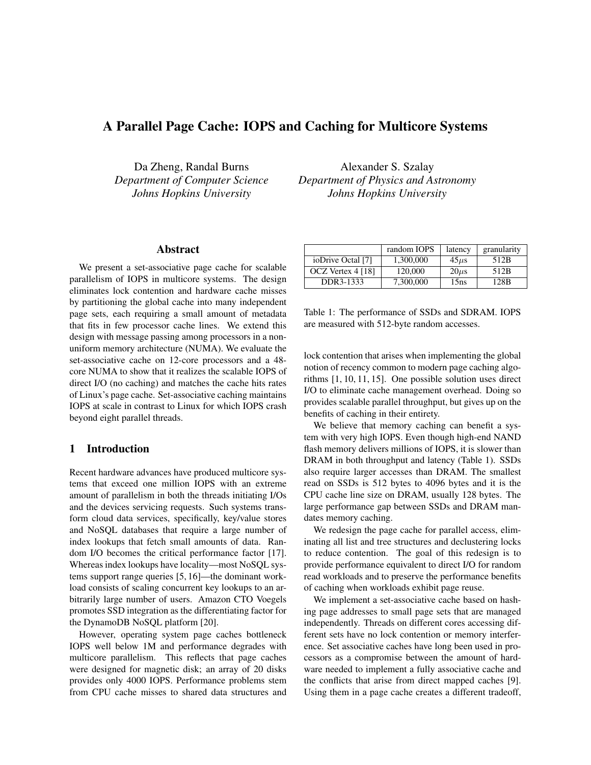# A Parallel Page Cache: IOPS and Caching for Multicore Systems

Da Zheng, Randal Burns
*Department of Computer Science*
*Johns Hopkins University*

Alexander S. Szalay
*Department of Physics and Astronomy*
*Johns Hopkins University*

## Abstract

We present a set-associative page cache for scalable parallelism of IOPS in multicore systems. The design eliminates lock contention and hardware cache misses by partitioning the global cache into many independent page sets, each requiring a small amount of metadata that fits in few processor cache lines. We extend this design with message passing among processors in a non-uniform memory architecture (NUMA). We evaluate the set-associative cache on 12-core processors and a 48-core NUMA to show that it realizes the scalable IOPS of direct I/O (no caching) and matches the cache hits rates of Linux's page cache. Set-associative caching maintains IOPS at scale in contrast to Linux for which IOPS crash beyond eight parallel threads.

## 1 Introduction

Recent hardware advances have produced multicore systems that exceed one million IOPS with an extreme amount of parallelism in both the threads initiating I/Os and the devices servicing requests. Such systems transform cloud data services, specifically, key/value stores and NoSQL databases that require a large number of index lookups that fetch small amounts of data. Random I/O becomes the critical performance factor [17]. Whereas index lookups have locality—most NoSQL systems support range queries [5, 16]—the dominant workload consists of scaling concurrent key lookups to an arbitrarily large number of users. Amazon CTO Voegels promotes SSD integration as the differentiating factor for the DynamoDB NoSQL platform [20].

However, operating system page caches bottleneck IOPS well below 1M and performance degrades with multicore parallelism. This reflects that page caches were designed for magnetic disk; an array of 20 disks provides only 4000 IOPS. Performance problems stem from CPU cache misses to shared data structures and lock contention that arises when implementing the global notion of recency common to modern page caching algorithms [1, 10, 11, 15]. One possible solution uses direct I/O to eliminate cache management overhead. Doing so provides scalable parallel throughput, but gives up on the benefits of caching in their entirety.

| | random IOPS | latency | granularity |
|---|---|---|---|
| ioDrive Octal [7] | 1,300,000 | 45$\mu$s | 512B |
| OCZ Vertex 4 [18] | 120,000 | 20$\mu$s | 512B |
| DDR3-1333 | 7,300,000 | 15ns | 128B |

Table 1: The performance of SSDs and SDRAM. IOPS are measured with 512-byte random accesses.

We believe that memory caching can benefit a system with very high IOPS. Even though high-end NAND flash memory delivers millions of IOPS, it is slower than DRAM in both throughput and latency (Table 1). SSDs also require larger accesses than DRAM. The smallest read on SSDs is 512 bytes to 4096 bytes and it is the CPU cache line size on DRAM, usually 128 bytes. The large performance gap between SSDs and DRAM mandates memory caching.

We redesign the page cache for parallel access, eliminating all list and tree structures and declustering locks to reduce contention. The goal of this redesign is to provide performance equivalent to direct I/O for random read workloads and to preserve the performance benefits of caching when workloads exhibit page reuse.

We implement a set-associative cache based on hashing page addresses to small page sets that are managed independently. Threads on different cores accessing different sets have no lock contention or memory interference. Set associative caches have long been used in processors as a compromise between the amount of hardware needed to implement a fully associative cache and the conflicts that arise from direct mapped caches [9]. Using them in a page cache creates a different tradeoff,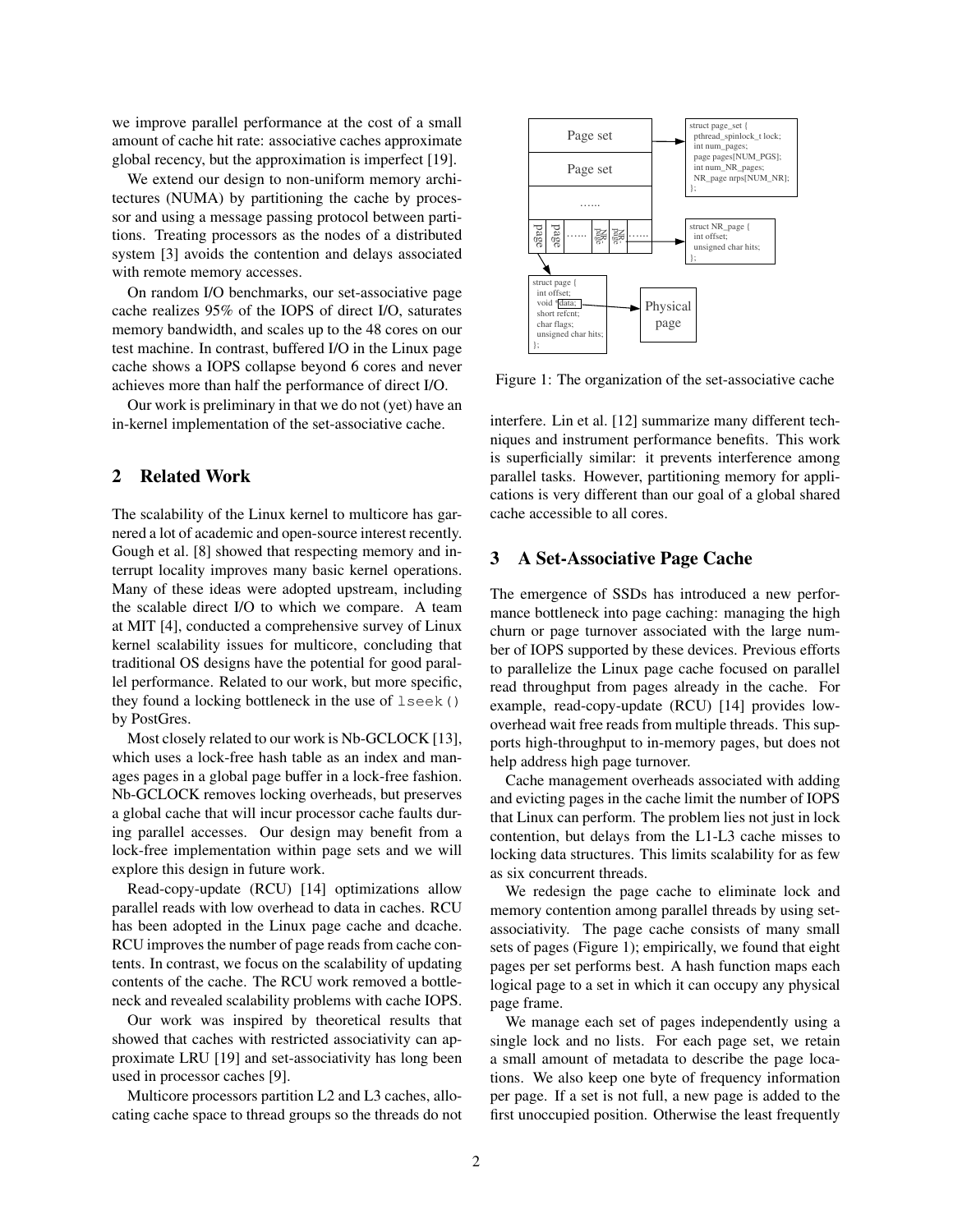we improve parallel performance at the cost of a small amount of cache hit rate: associative caches approximate global recency, but the approximation is imperfect [19].

We extend our design to non-uniform memory architectures (NUMA) by partitioning the cache by processor and using a message passing protocol between partitions. Treating processors as the nodes of a distributed system [3] avoids the contention and delays associated with remote memory accesses.

On random I/O benchmarks, our set-associative page cache realizes 95% of the IOPS of direct I/O, saturates memory bandwidth, and scales up to the 48 cores on our test machine. In contrast, buffered I/O in the Linux page cache shows a IOPS collapse beyond 6 cores and never achieves more than half the performance of direct I/O.

Our work is preliminary in that we do not (yet) have an in-kernel implementation of the set-associative cache.

## 2 Related Work

The scalability of the Linux kernel to multicore has garnered a lot of academic and open-source interest recently. Gough et al. [8] showed that respecting memory and interrupt locality improves many basic kernel operations. Many of these ideas were adopted upstream, including the scalable direct I/O to which we compare. A team at MIT [4], conducted a comprehensive survey of Linux kernel scalability issues for multicore, concluding that traditional OS designs have the potential for good parallel performance. Related to our work, but more specific, they found a locking bottleneck in the use of `lseek()` by PostGres.

Most closely related to our work is Nb-GCLOCK [13], which uses a lock-free hash table as an index and manages pages in a global page buffer in a lock-free fashion. Nb-GCLOCK removes locking overheads, but preserves a global cache that will incur processor cache faults during parallel accesses. Our design may benefit from a lock-free implementation within page sets and we will explore this design in future work.

Read-copy-update (RCU) [14] optimizations allow parallel reads with low overhead to data in caches. RCU has been adopted in the Linux page cache and dcache. RCU improves the number of page reads from cache contents. In contrast, we focus on the scalability of updating contents of the cache. The RCU work removed a bottleneck and revealed scalability problems with cache IOPS.

Our work was inspired by theoretical results that showed that caches with restricted associativity can approximate LRU [19] and set-associativity has long been used in processor caches [9].

Multicore processors partition L2 and L3 caches, allocating cache space to thread groups so the threads do not interfere. Lin et al. [12] summarize many different techniques and instrument performance benefits. This work is superficially similar: it prevents interference among parallel tasks. However, partitioning memory for applications is very different than our goal of a global shared cache accessible to all cores.

```
struct page_set {
  pthread_spinlock_t lock;
  int num_pages;
  page pages[NUM_PGS];
  int num_NR_pages;
  NR_page nrps[NUM_NR];
};

struct NR_page {
  int offset;
  unsigned char hits;
};

struct page {
  int offset;
  void *data;
  short refcnt;
  char flags;
  unsigned char hits;
};
```

Figure 1: The organization of the set-associative cache

## 3 A Set-Associative Page Cache

The emergence of SSDs has introduced a new performance bottleneck into page caching: managing the high churn or page turnover associated with the large number of IOPS supported by these devices. Previous efforts to parallelize the Linux page cache focused on parallel read throughput from pages already in the cache. For example, read-copy-update (RCU) [14] provides low-overhead wait free reads from multiple threads. This supports high-throughput to in-memory pages, but does not help address high page turnover.

Cache management overheads associated with adding and evicting pages in the cache limit the number of IOPS that Linux can perform. The problem lies not just in lock contention, but delays from the L1-L3 cache misses to locking data structures. This limits scalability for as few as six concurrent threads.

We redesign the page cache to eliminate lock and memory contention among parallel threads by using set-associativity. The page cache consists of many small sets of pages (Figure 1); empirically, we found that eight pages per set performs best. A hash function maps each logical page to a set in which it can occupy any physical page frame.

We manage each set of pages independently using a single lock and no lists. For each page set, we retain a small amount of metadata to describe the page locations. We also keep one byte of frequency information per page. If a set is not full, a new page is added to the first unoccupied position. Otherwise the least frequently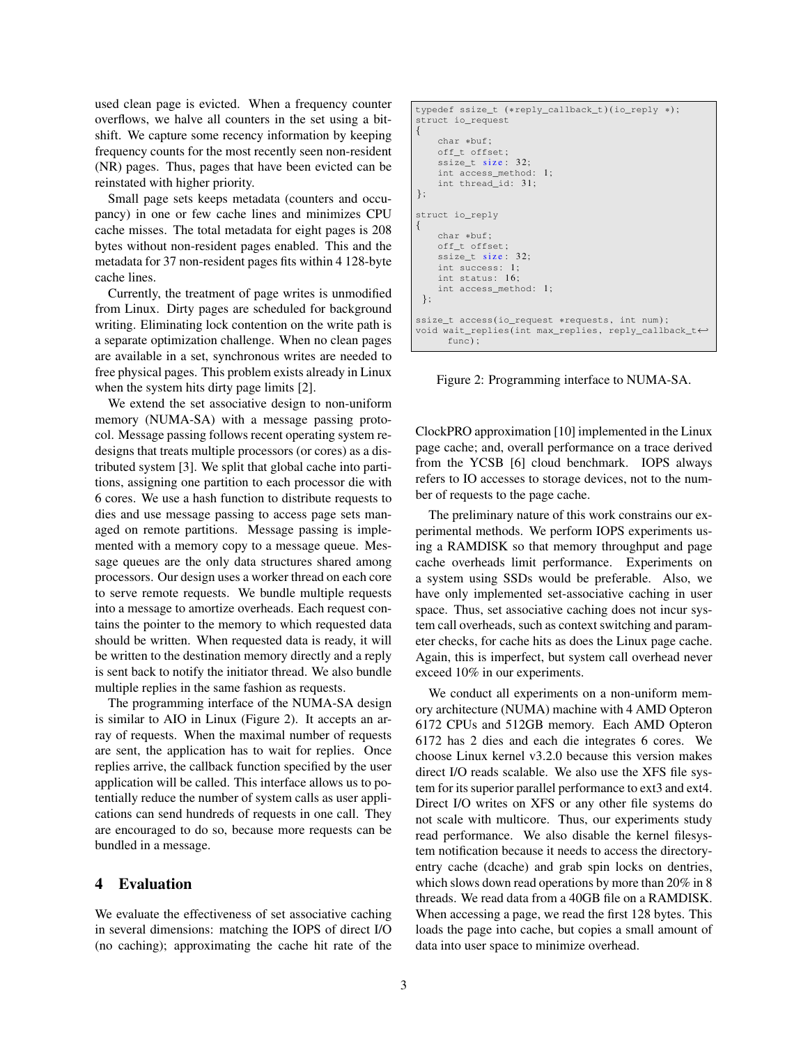used clean page is evicted. When a frequency counter overflows, we halve all counters in the set using a bit-shift. We capture some recency information by keeping frequency counts for the most recently seen non-resident (NR) pages. Thus, pages that have been evicted can be reinstated with higher priority.

Small page sets keeps metadata (counters and occupancy) in one or few cache lines and minimizes CPU cache misses. The total metadata for eight pages is 208 bytes without non-resident pages enabled. This and the metadata for 37 non-resident pages fits within 4 128-byte cache lines.

Currently, the treatment of page writes is unmodified from Linux. Dirty pages are scheduled for background writing. Eliminating lock contention on the write path is a separate optimization challenge. When no clean pages are available in a set, synchronous writes are needed to free physical pages. This problem exists already in Linux when the system hits dirty page limits [2].

We extend the set associative design to non-uniform memory (NUMA-SA) with a message passing protocol. Message passing follows recent operating system redesigns that treats multiple processors (or cores) as a distributed system [3]. We split that global cache into partitions, assigning one partition to each processor die with 6 cores. We use a hash function to distribute requests to dies and use message passing to access page sets managed on remote partitions. Message passing is implemented with a memory copy to a message queue. Message queues are the only data structures shared among processors. Our design uses a worker thread on each core to serve remote requests. We bundle multiple requests into a message to amortize overheads. Each request contains the pointer to the memory to which requested data should be written. When requested data is ready, it will be written to the destination memory directly and a reply is sent back to notify the initiator thread. We also bundle multiple replies in the same fashion as requests.

The programming interface of the NUMA-SA design is similar to AIO in Linux (Figure 2). It accepts an array of requests. When the maximal number of requests are sent, the application has to wait for replies. Once replies arrive, the callback function specified by the user application will be called. This interface allows us to potentially reduce the number of system calls as user applications can send hundreds of requests in one call. They are encouraged to do so, because more requests can be bundled in a message.

```
typedef ssize_t (*reply_callback_t)(io_reply *);
struct io_request
{
    char *buf;
    off_t offset;
    ssize_t size: 32;
    int access_method: 1;
    int thread_id: 31;
};

struct io_reply
{
    char *buf;
    off_t offset;
    ssize_t size: 32;
    int success: 1;
    int status: 16;
    int access_method: 1;
};

ssize_t access(io_request *requests, int num);
void wait_replies(int max_replies, reply_callback_t
      func);
```

Figure 2: Programming interface to NUMA-SA.

## 4 Evaluation

We evaluate the effectiveness of set associative caching in several dimensions: matching the IOPS of direct I/O (no caching); approximating the cache hit rate of the ClockPRO approximation [10] implemented in the Linux page cache; and, overall performance on a trace derived from the YCSB [6] cloud benchmark. IOPS always refers to IO accesses to storage devices, not to the number of requests to the page cache.

The preliminary nature of this work constrains our experimental methods. We perform IOPS experiments using a RAMDISK so that memory throughput and page cache overheads limit performance. Experiments on a system using SSDs would be preferable. Also, we have only implemented set-associative caching in user space. Thus, set associative caching does not incur system call overheads, such as context switching and parameter checks, for cache hits as does the Linux page cache. Again, this is imperfect, but system call overhead never exceed 10% in our experiments.

We conduct all experiments on a non-uniform memory architecture (NUMA) machine with 4 AMD Opteron 6172 CPUs and 512GB memory. Each AMD Opteron 6172 has 2 dies and each die integrates 6 cores. We choose Linux kernel v3.2.0 because this version makes direct I/O reads scalable. We also use the XFS file system for its superior parallel performance to ext3 and ext4. Direct I/O writes on XFS or any other file systems do not scale with multicore. Thus, our experiments study read performance. We also disable the kernel filesystem notification because it needs to access the directory-entry cache (dcache) and grab spin locks on dentries, which slows down read operations by more than 20% in 8 threads. We read data from a 40GB file on a RAMDISK. When accessing a page, we read the first 128 bytes. This loads the page into cache, but copies a small amount of data into user space to minimize overhead.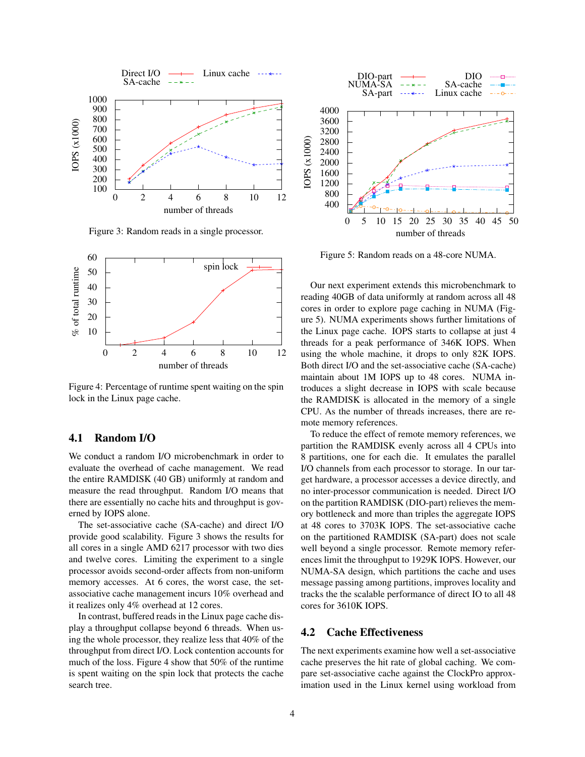Figure 3: Random reads in a single processor.

Figure 4: Percentage of runtime spent waiting on the spin lock in the Linux page cache.

### 4.1 Random I/O

We conduct a random I/O microbenchmark in order to evaluate the overhead of cache management. We read the entire RAMDISK (40 GB) uniformly at random and measure the read throughput. Random I/O means that there are essentially no cache hits and throughput is governed by IOPS alone.

The set-associative cache (SA-cache) and direct I/O provide good scalability. Figure 3 shows the results for all cores in a single AMD 6217 processor with two dies and twelve cores. Limiting the experiment to a single processor avoids second-order affects from non-uniform memory accesses. At 6 cores, the worst case, the set-associative cache management incurs 10% overhead and it realizes only 4% overhead at 12 cores.

In contrast, buffered reads in the Linux page cache display a throughput collapse beyond 6 threads. When using the whole processor, they realize less that 40% of the throughput from direct I/O. Lock contention accounts for much of the loss. Figure 4 show that 50% of the runtime is spent waiting on the spin lock that protects the cache search tree.

Figure 5: Random reads on a 48-core NUMA.

Our next experiment extends this microbenchmark to reading 40GB of data uniformly at random across all 48 cores in order to explore page caching in NUMA (Figure 5). NUMA experiments shows further limitations of the Linux page cache. IOPS starts to collapse at just 4 threads for a peak performance of 346K IOPS. When using the whole machine, it drops to only 82K IOPS. Both direct I/O and the set-associative cache (SA-cache) maintain about 1M IOPS up to 48 cores. NUMA introduces a slight decrease in IOPS with scale because the RAMDISK is allocated in the memory of a single CPU. As the number of threads increases, there are remote memory references.

To reduce the effect of remote memory references, we partition the RAMDISK evenly across all 4 CPUs into 8 partitions, one for each die. It emulates the parallel I/O channels from each processor to storage. In our target hardware, a processor accesses a device directly, and no inter-processor communication is needed. Direct I/O on the partition RAMDISK (DIO-part) relieves the memory bottleneck and more than triples the aggregate IOPS at 48 cores to 3703K IOPS. The set-associative cache on the partitioned RAMDISK (SA-part) does not scale well beyond a single processor. Remote memory references limit the throughput to 1929K IOPS. However, our NUMA-SA design, which partitions the cache and uses message passing among partitions, improves locality and tracks the the scalable performance of direct IO to all 48 cores for 3610K IOPS.

### 4.2 Cache Effectiveness

The next experiments examine how well a set-associative cache preserves the hit rate of global caching. We compare set-associative cache against the ClockPro approximation used in the Linux kernel using workload from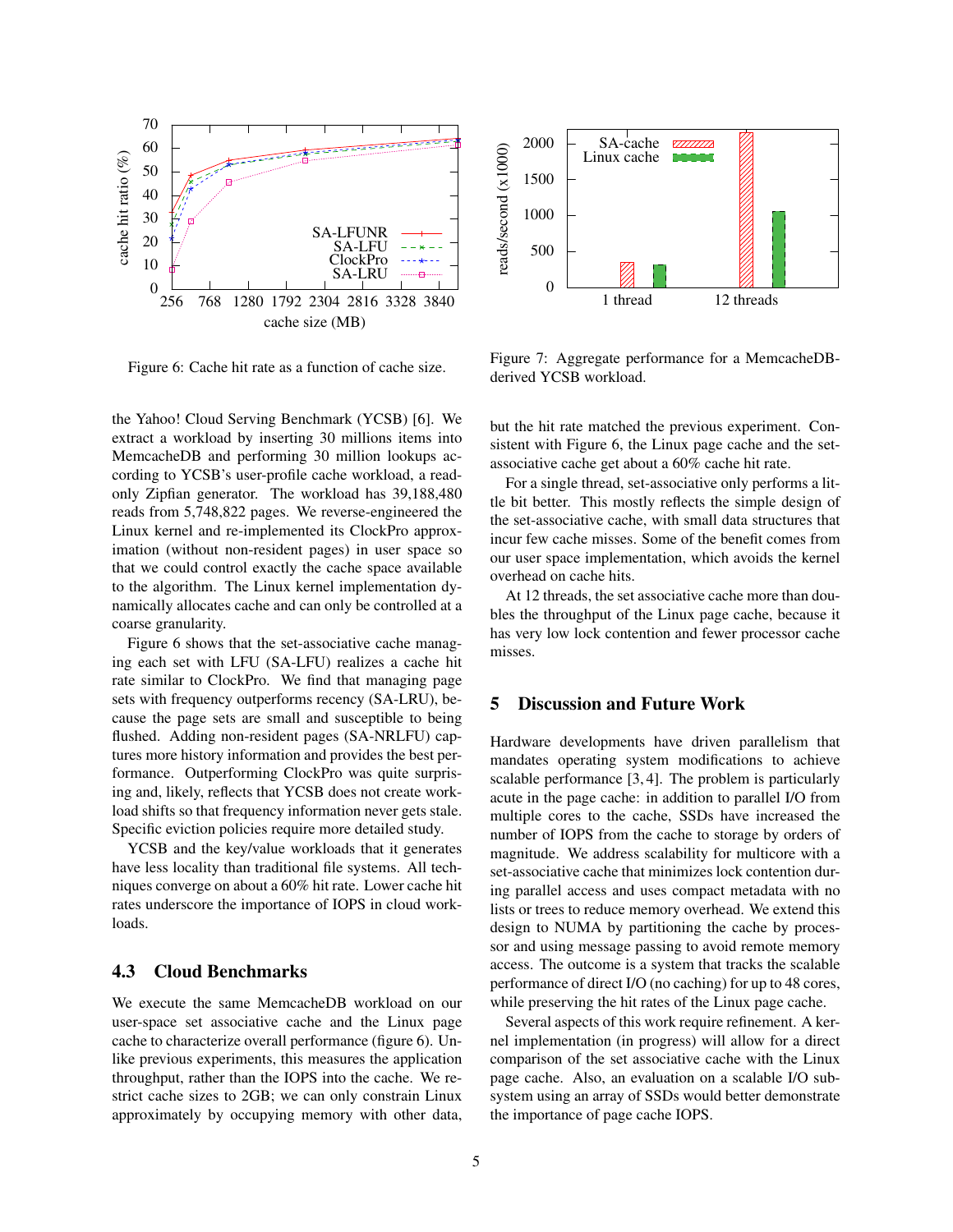Figure 6: Cache hit rate as a function of cache size.

Figure 7: Aggregate performance for a MemcacheDB-derived YCSB workload.

the Yahoo! Cloud Serving Benchmark (YCSB) [6]. We extract a workload by inserting 30 millions items into MemcacheDB and performing 30 million lookups according to YCSB's user-profile cache workload, a read-only Zipfian generator. The workload has 39,188,480 reads from 5,748,822 pages. We reverse-engineered the Linux kernel and re-implemented its ClockPro approximation (without non-resident pages) in user space so that we could control exactly the cache space available to the algorithm. The Linux kernel implementation dynamically allocates cache and can only be controlled at a coarse granularity.

Figure 6 shows that the set-associative cache managing each set with LFU (SA-LFU) realizes a cache hit rate similar to ClockPro. We find that managing page sets with frequency outperforms recency (SA-LRU), because the page sets are small and susceptible to being flushed. Adding non-resident pages (SA-NRLFU) captures more history information and provides the best performance. Outperforming ClockPro was quite surprising and, likely, reflects that YCSB does not create workload shifts so that frequency information never gets stale. Specific eviction policies require more detailed study.

YCSB and the key/value workloads that it generates have less locality than traditional file systems. All techniques converge on about a 60% hit rate. Lower cache hit rates underscore the importance of IOPS in cloud workloads.

### 4.3 Cloud Benchmarks

We execute the same MemcacheDB workload on our user-space set associative cache and the Linux page cache to characterize overall performance (figure 6). Unlike previous experiments, this measures the application throughput, rather than the IOPS into the cache. We restrict cache sizes to 2GB; we can only constrain Linux approximately by occupying memory with other data, but the hit rate matched the previous experiment. Consistent with Figure 6, the Linux page cache and the set-associative cache get about a 60% cache hit rate.

For a single thread, set-associative only performs a little bit better. This mostly reflects the simple design of the set-associative cache, with small data structures that incur few cache misses. Some of the benefit comes from our user space implementation, which avoids the kernel overhead on cache hits.

At 12 threads, the set associative cache more than doubles the throughput of the Linux page cache, because it has very low lock contention and fewer processor cache misses.

## 5 Discussion and Future Work

Hardware developments have driven parallelism that mandates operating system modifications to achieve scalable performance [3, 4]. The problem is particularly acute in the page cache: in addition to parallel I/O from multiple cores to the cache, SSDs have increased the number of IOPS from the cache to storage by orders of magnitude. We address scalability for multicore with a set-associative cache that minimizes lock contention during parallel access and uses compact metadata with no lists or trees to reduce memory overhead. We extend this design to NUMA by partitioning the cache by processor and using message passing to avoid remote memory access. The outcome is a system that tracks the scalable performance of direct I/O (no caching) for up to 48 cores, while preserving the hit rates of the Linux page cache.

Several aspects of this work require refinement. A kernel implementation (in progress) will allow for a direct comparison of the set associative cache with the Linux page cache. Also, an evaluation on a scalable I/O subsystem using an array of SSDs would better demonstrate the importance of page cache IOPS.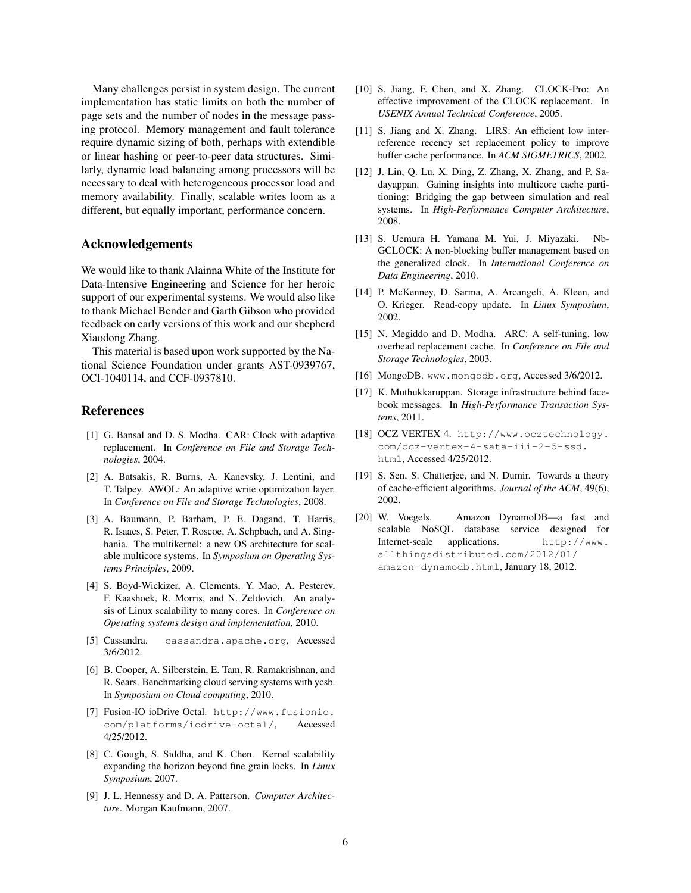Many challenges persist in system design. The current implementation has static limits on both the number of page sets and the number of nodes in the message passing protocol. Memory management and fault tolerance require dynamic sizing of both, perhaps with extendible or linear hashing or peer-to-peer data structures. Similarly, dynamic load balancing among processors will be necessary to deal with heterogeneous processor load and memory availability. Finally, scalable writes loom as a different, but equally important, performance concern.

## Acknowledgements

We would like to thank Alainna White of the Institute for Data-Intensive Engineering and Science for her heroic support of our experimental systems. We would also like to thank Michael Bender and Garth Gibson who provided feedback on early versions of this work and our shepherd Xiaodong Zhang.

This material is based upon work supported by the National Science Foundation under grants AST-0939767, OCI-1040114, and CCF-0937810.

## References

[1] G. Bansal and D. S. Modha. CAR: Clock with adaptive replacement. In *Conference on File and Storage Technologies*, 2004.

[2] A. Batsakis, R. Burns, A. Kanevsky, J. Lentini, and T. Talpey. AWOL: An adaptive write optimization layer. In *Conference on File and Storage Technologies*, 2008.

[3] A. Baumann, P. Barham, P. E. Dagand, T. Harris, R. Isaacs, S. Peter, T. Roscoe, A. Schpbach, and A. Singhania. The multikernel: a new OS architecture for scalable multicore systems. In *Symposium on Operating Systems Principles*, 2009.

[4] S. Boyd-Wickizer, A. Clements, Y. Mao, A. Pesterev, F. Kaashoek, R. Morris, and N. Zeldovich. An analysis of Linux scalability to many cores. In *Conference on Operating systems design and implementation*, 2010.

[5] Cassandra. cassandra.apache.org, Accessed 3/6/2012.

[6] B. Cooper, A. Silberstein, E. Tam, R. Ramakrishnan, and R. Sears. Benchmarking cloud serving systems with ycsb. In *Symposium on Cloud computing*, 2010.

[7] Fusion-IO ioDrive Octal. http://www.fusionio.com/platforms/iodrive-octal/, Accessed 4/25/2012.

[8] C. Gough, S. Siddha, and K. Chen. Kernel scalability expanding the horizon beyond fine grain locks. In *Linux Symposium*, 2007.

[9] J. L. Hennessy and D. A. Patterson. *Computer Architecture*. Morgan Kaufmann, 2007.

[10] S. Jiang, F. Chen, and X. Zhang. CLOCK-Pro: An effective improvement of the CLOCK replacement. In *USENIX Annual Technical Conference*, 2005.

[11] S. Jiang and X. Zhang. LIRS: An efficient low inter-reference recency set replacement policy to improve buffer cache performance. In *ACM SIGMETRICS*, 2002.

[12] J. Lin, Q. Lu, X. Ding, Z. Zhang, X. Zhang, and P. Sadayappan. Gaining insights into multicore cache partitioning: Bridging the gap between simulation and real systems. In *High-Performance Computer Architecture*, 2008.

[13] S. Uemura H. Yamana M. Yui, J. Miyazaki. Nb-GCLOCK: A non-blocking buffer management based on the generalized clock. In *International Conference on Data Engineering*, 2010.

[14] P. McKenney, D. Sarma, A. Arcangeli, A. Kleen, and O. Krieger. Read-copy update. In *Linux Symposium*, 2002.

[15] N. Megiddo and D. Modha. ARC: A self-tuning, low overhead replacement cache. In *Conference on File and Storage Technologies*, 2003.

[16] MongoDB. www.mongodb.org, Accessed 3/6/2012.

[17] K. Muthukkaruppan. Storage infrastructure behind facebook messages. In *High-Performance Transaction Systems*, 2011.

[18] OCZ VERTEX 4. http://www.ocztechnology.com/ocz-vertex-4-sata-iii-2-5-ssd.html, Accessed 4/25/2012.

[19] S. Sen, S. Chatterjee, and N. Dumir. Towards a theory of cache-efficient algorithms. *Journal of the ACM*, 49(6), 2002.

[20] W. Voegels. Amazon DynamoDB—a fast and scalable NoSQL database service designed for Internet-scale applications. http://www.allthingsdistributed.com/2012/01/amazon-dynamodb.html, January 18, 2012.